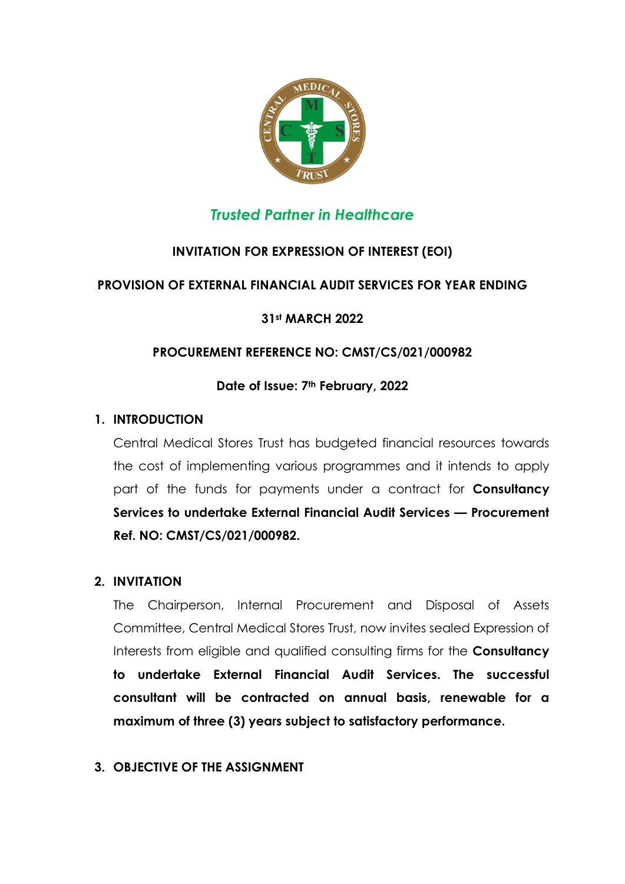*Trusted Partner in Healthcare*

**INVITATION FOR EXPRESSION OF INTEREST (EOI)**

**PROVISION OF EXTERNAL FINANCIAL AUDIT SERVICES FOR YEAR ENDING**

**31st MARCH 2022**

**PROCUREMENT REFERENCE NO: CMST/CS/021/000982**

**Date of Issue: 7th February, 2022**

## 1. INTRODUCTION

Central Medical Stores Trust has budgeted financial resources towards the cost of implementing various programmes and it intends to apply part of the funds for payments under a contract for **Consultancy Services to undertake External Financial Audit Services — Procurement Ref. NO: CMST/CS/021/000982.**

## 2. INVITATION

The Chairperson, Internal Procurement and Disposal of Assets Committee, Central Medical Stores Trust, now invites sealed Expression of Interests from eligible and qualified consulting firms for the **Consultancy to undertake External Financial Audit Services. The successful consultant will be contracted on annual basis, renewable for a maximum of three (3) years subject to satisfactory performance.**

## 3. OBJECTIVE OF THE ASSIGNMENT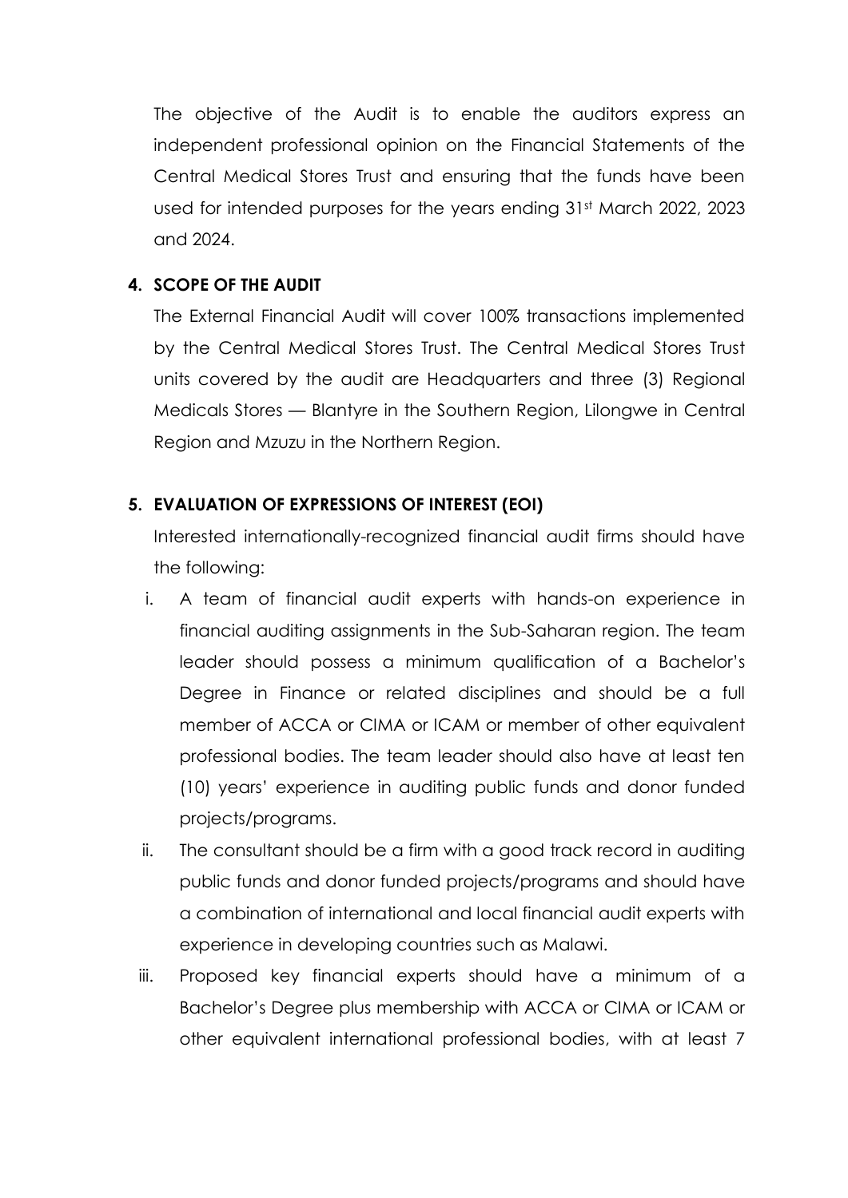The objective of the Audit is to enable the auditors express an independent professional opinion on the Financial Statements of the Central Medical Stores Trust and ensuring that the funds have been used for intended purposes for the years ending 31st March 2022, 2023 and 2024.

## 4. SCOPE OF THE AUDIT

The External Financial Audit will cover 100% transactions implemented by the Central Medical Stores Trust. The Central Medical Stores Trust units covered by the audit are Headquarters and three (3) Regional Medicals Stores — Blantyre in the Southern Region, Lilongwe in Central Region and Mzuzu in the Northern Region.

## 5. EVALUATION OF EXPRESSIONS OF INTEREST (EOI)

Interested internationally-recognized financial audit firms should have the following:

i. A team of financial audit experts with hands-on experience in financial auditing assignments in the Sub-Saharan region. The team leader should possess a minimum qualification of a Bachelor's Degree in Finance or related disciplines and should be a full member of ACCA or CIMA or ICAM or member of other equivalent professional bodies. The team leader should also have at least ten (10) years' experience in auditing public funds and donor funded projects/programs.

ii. The consultant should be a firm with a good track record in auditing public funds and donor funded projects/programs and should have a combination of international and local financial audit experts with experience in developing countries such as Malawi.

iii. Proposed key financial experts should have a minimum of a Bachelor's Degree plus membership with ACCA or CIMA or ICAM or other equivalent international professional bodies, with at least 7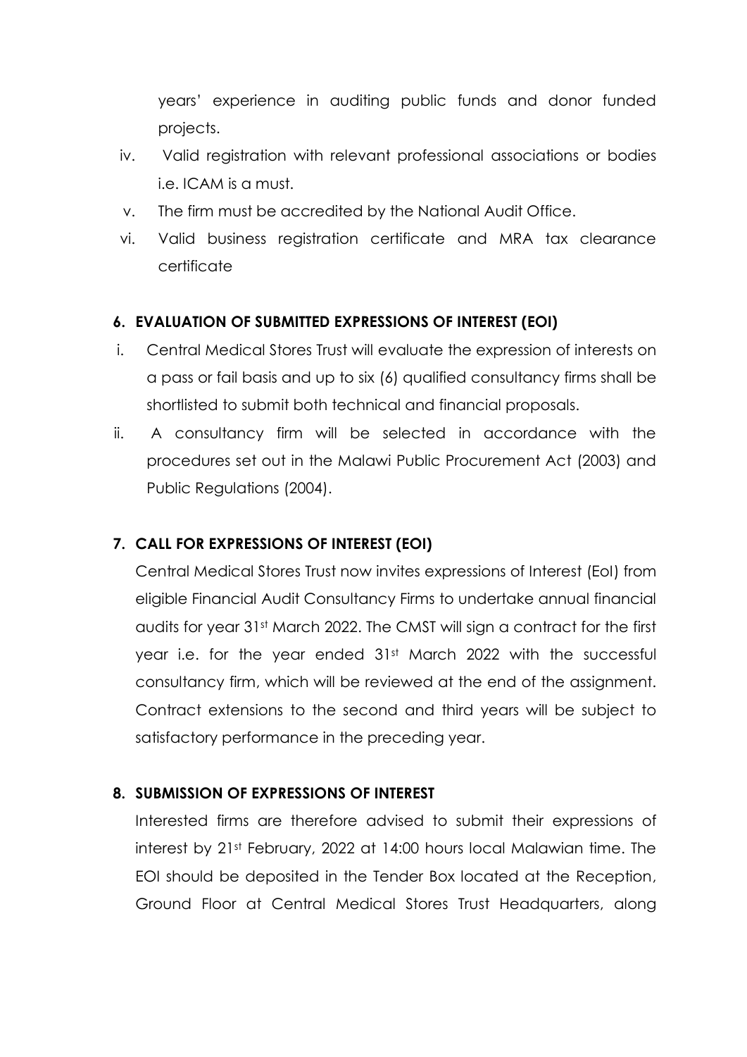years' experience in auditing public funds and donor funded projects.

iv. Valid registration with relevant professional associations or bodies i.e. ICAM is a must.

v. The firm must be accredited by the National Audit Office.

vi. Valid business registration certificate and MRA tax clearance certificate

## 6. EVALUATION OF SUBMITTED EXPRESSIONS OF INTEREST (EOI)

i. Central Medical Stores Trust will evaluate the expression of interests on a pass or fail basis and up to six (6) qualified consultancy firms shall be shortlisted to submit both technical and financial proposals.

ii. A consultancy firm will be selected in accordance with the procedures set out in the Malawi Public Procurement Act (2003) and Public Regulations (2004).

## 7. CALL FOR EXPRESSIONS OF INTEREST (EOI)

Central Medical Stores Trust now invites expressions of Interest (EoI) from eligible Financial Audit Consultancy Firms to undertake annual financial audits for year 31st March 2022. The CMST will sign a contract for the first year i.e. for the year ended 31st March 2022 with the successful consultancy firm, which will be reviewed at the end of the assignment. Contract extensions to the second and third years will be subject to satisfactory performance in the preceding year.

## 8. SUBMISSION OF EXPRESSIONS OF INTEREST

Interested firms are therefore advised to submit their expressions of interest by 21st February, 2022 at 14:00 hours local Malawian time. The EOI should be deposited in the Tender Box located at the Reception, Ground Floor at Central Medical Stores Trust Headquarters, along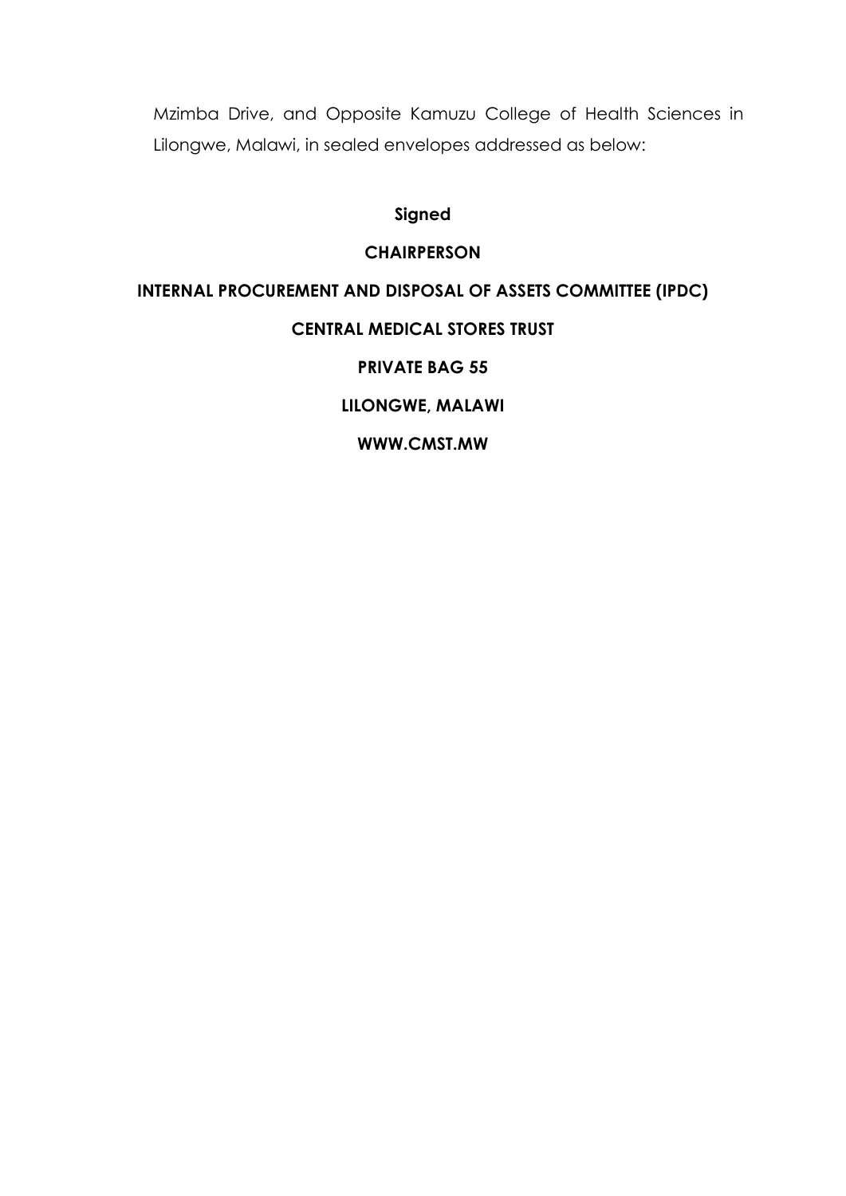Mzimba Drive, and Opposite Kamuzu College of Health Sciences in Lilongwe, Malawi, in sealed envelopes addressed as below:

**Signed**

**CHAIRPERSON**

**INTERNAL PROCUREMENT AND DISPOSAL OF ASSETS COMMITTEE (IPDC)**

**CENTRAL MEDICAL STORES TRUST**

**PRIVATE BAG 55**

**LILONGWE, MALAWI**

**WWW.CMST.MW**